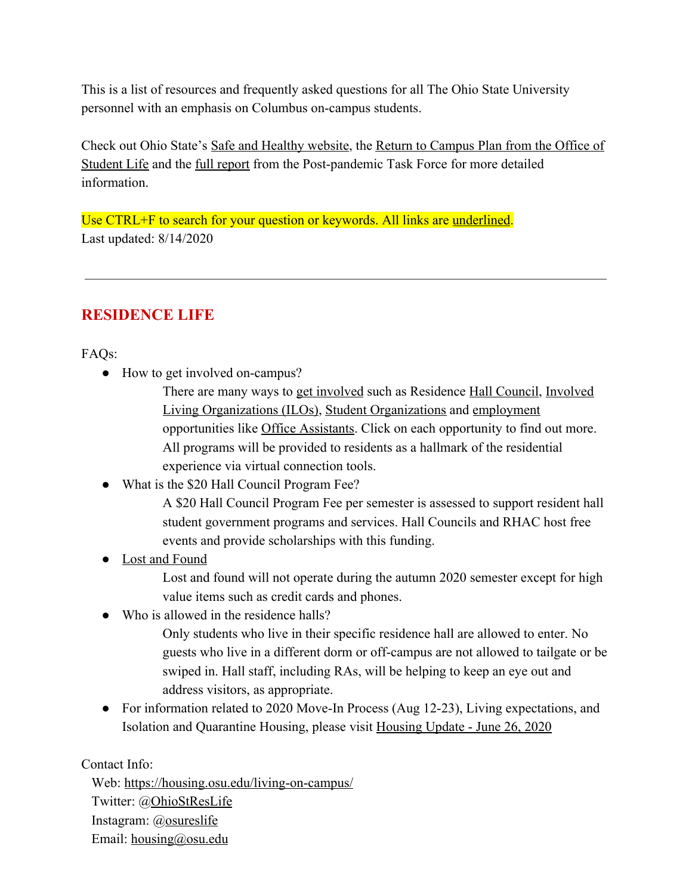This is a list of resources and frequently asked questions for all The Ohio State University personnel with an emphasis on Columbus on-campus students.

Check out Ohio State's Safe and Healthy website, the Return to Campus Plan from the Office of Student Life and the full report from the Post-pandemic Task Force for more detailed information.

Use CTRL+F to search for your question or keywords. All links are underlined.

Last updated: 8/14/2020

---

## RESIDENCE LIFE

FAQs:

- How to get involved on-campus?

  There are many ways to get involved such as Residence Hall Council, Involved Living Organizations (ILOs), Student Organizations and employment opportunities like Office Assistants. Click on each opportunity to find out more. All programs will be provided to residents as a hallmark of the residential experience via virtual connection tools.

- What is the $20 Hall Council Program Fee?

  A $20 Hall Council Program Fee per semester is assessed to support resident hall student government programs and services. Hall Councils and RHAC host free events and provide scholarships with this funding.

- Lost and Found

  Lost and found will not operate during the autumn 2020 semester except for high value items such as credit cards and phones.

- Who is allowed in the residence halls?

  Only students who live in their specific residence hall are allowed to enter. No guests who live in a different dorm or off-campus are not allowed to tailgate or be swiped in. Hall staff, including RAs, will be helping to keep an eye out and address visitors, as appropriate.

- For information related to 2020 Move-In Process (Aug 12-23), Living expectations, and Isolation and Quarantine Housing, please visit Housing Update - June 26, 2020

Contact Info:

Web: https://housing.osu.edu/living-on-campus/

Twitter: @OhioStResLife

Instagram: @osureslife

Email: housing@osu.edu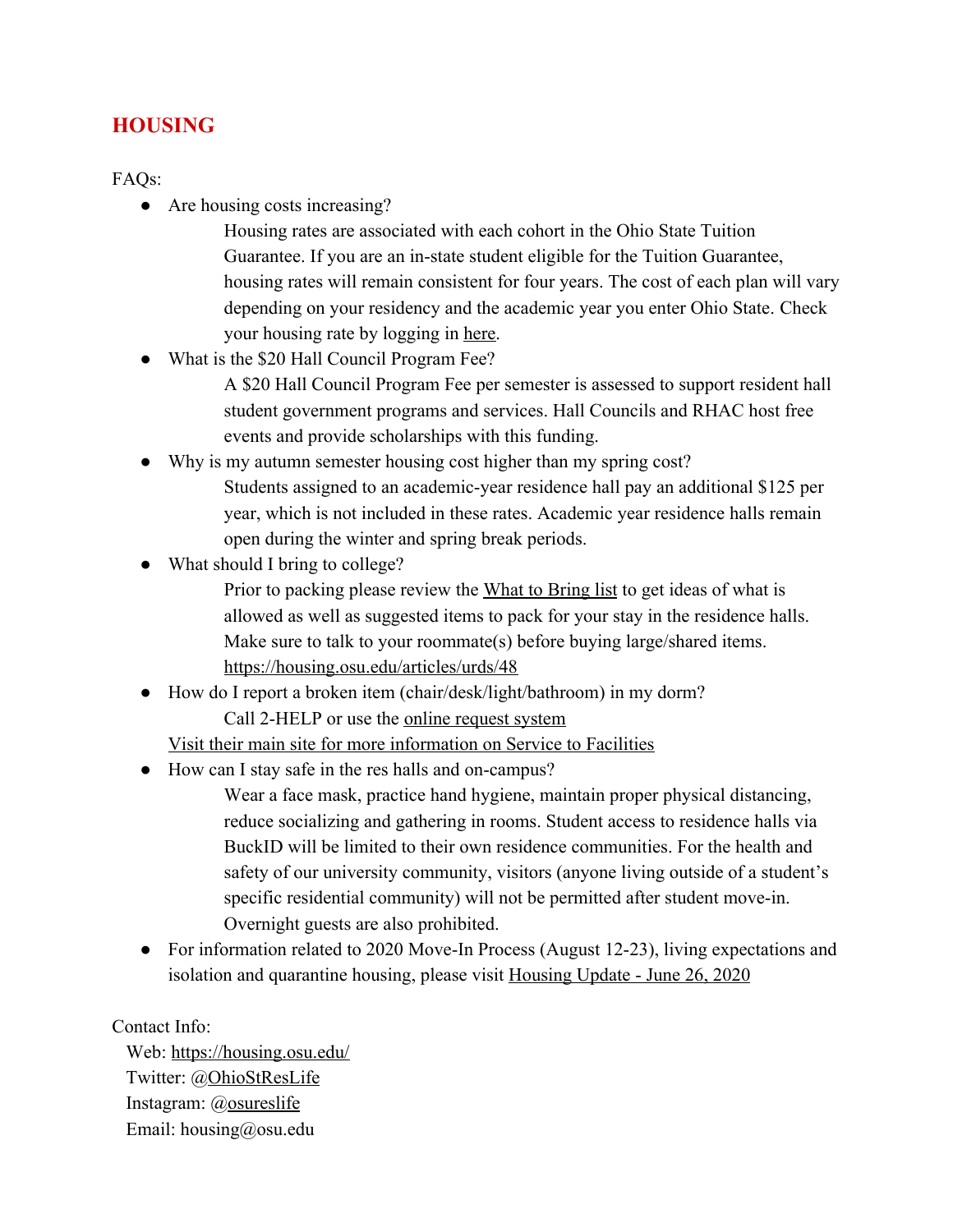## HOUSING

FAQs:

- Are housing costs increasing?

  Housing rates are associated with each cohort in the Ohio State Tuition Guarantee. If you are an in-state student eligible for the Tuition Guarantee, housing rates will remain consistent for four years. The cost of each plan will vary depending on your residency and the academic year you enter Ohio State. Check your housing rate by logging in here.

- What is the $20 Hall Council Program Fee?

  A $20 Hall Council Program Fee per semester is assessed to support resident hall student government programs and services. Hall Councils and RHAC host free events and provide scholarships with this funding.

- Why is my autumn semester housing cost higher than my spring cost?

  Students assigned to an academic-year residence hall pay an additional $125 per year, which is not included in these rates. Academic year residence halls remain open during the winter and spring break periods.

- What should I bring to college?

  Prior to packing please review the What to Bring list to get ideas of what is allowed as well as suggested items to pack for your stay in the residence halls. Make sure to talk to your roommate(s) before buying large/shared items. https://housing.osu.edu/articles/urds/48

- How do I report a broken item (chair/desk/light/bathroom) in my dorm?

  Call 2-HELP or use the online request system

  Visit their main site for more information on Service to Facilities

- How can I stay safe in the res halls and on-campus?

  Wear a face mask, practice hand hygiene, maintain proper physical distancing, reduce socializing and gathering in rooms. Student access to residence halls via BuckID will be limited to their own residence communities. For the health and safety of our university community, visitors (anyone living outside of a student's specific residential community) will not be permitted after student move-in. Overnight guests are also prohibited.

- For information related to 2020 Move-In Process (August 12-23), living expectations and isolation and quarantine housing, please visit Housing Update - June 26, 2020

Contact Info:

Web: https://housing.osu.edu/
Twitter: @OhioStResLife
Instagram: @osureslife
Email: housing@osu.edu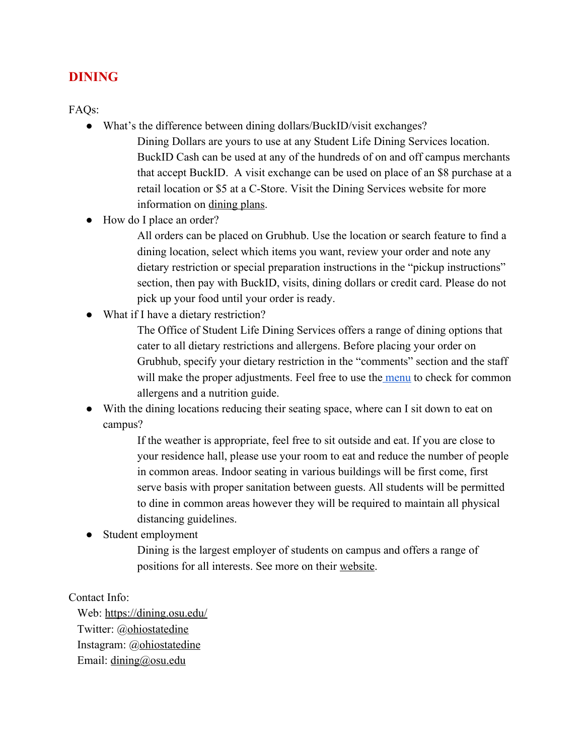# DINING

FAQs:

- What's the difference between dining dollars/BuckID/visit exchanges?

  Dining Dollars are yours to use at any Student Life Dining Services location. BuckID Cash can be used at any of the hundreds of on and off campus merchants that accept BuckID. A visit exchange can be used on place of an $8 purchase at a retail location or $5 at a C-Store. Visit the Dining Services website for more information on dining plans.

- How do I place an order?

  All orders can be placed on Grubhub. Use the location or search feature to find a dining location, select which items you want, review your order and note any dietary restriction or special preparation instructions in the "pickup instructions" section, then pay with BuckID, visits, dining dollars or credit card. Please do not pick up your food until your order is ready.

- What if I have a dietary restriction?

  The Office of Student Life Dining Services offers a range of dining options that cater to all dietary restrictions and allergens. Before placing your order on Grubhub, specify your dietary restriction in the "comments" section and the staff will make the proper adjustments. Feel free to use the menu to check for common allergens and a nutrition guide.

- With the dining locations reducing their seating space, where can I sit down to eat on campus?

  If the weather is appropriate, feel free to sit outside and eat. If you are close to your residence hall, please use your room to eat and reduce the number of people in common areas. Indoor seating in various buildings will be first come, first serve basis with proper sanitation between guests. All students will be permitted to dine in common areas however they will be required to maintain all physical distancing guidelines.

- Student employment

  Dining is the largest employer of students on campus and offers a range of positions for all interests. See more on their website.

Contact Info:

Web: https://dining.osu.edu/
Twitter: @ohiostatedine
Instagram: @ohiostatedine
Email: dining@osu.edu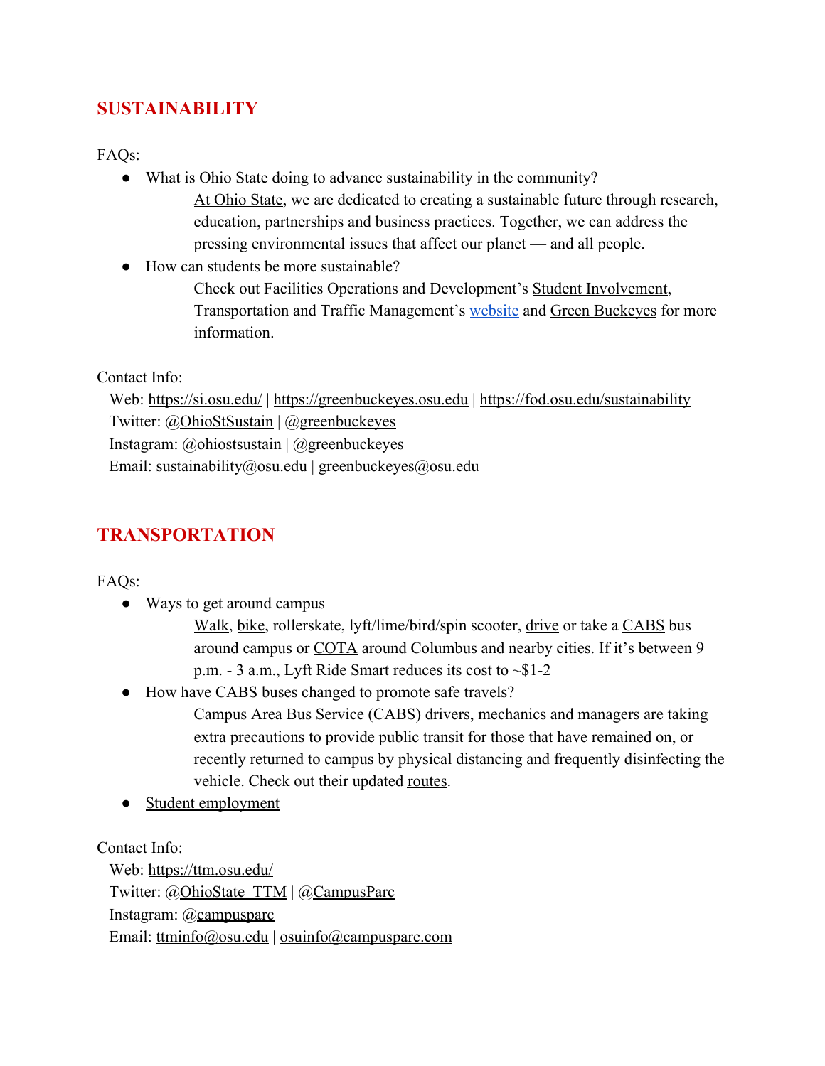## SUSTAINABILITY

FAQs:

- What is Ohio State doing to advance sustainability in the community?

  At Ohio State, we are dedicated to creating a sustainable future through research, education, partnerships and business practices. Together, we can address the pressing environmental issues that affect our planet — and all people.

- How can students be more sustainable?

  Check out Facilities Operations and Development's Student Involvement, Transportation and Traffic Management's website and Green Buckeyes for more information.

Contact Info:

Web: https://si.osu.edu/ | https://greenbuckeyes.osu.edu | https://fod.osu.edu/sustainability
Twitter: @OhioStSustain | @greenbuckeyes
Instagram: @ohiostsustain | @greenbuckeyes
Email: sustainability@osu.edu | greenbuckeyes@osu.edu

## TRANSPORTATION

FAQs:

- Ways to get around campus

  Walk, bike, rollerskate, lyft/lime/bird/spin scooter, drive or take a CABS bus around campus or COTA around Columbus and nearby cities. If it's between 9 p.m. - 3 a.m., Lyft Ride Smart reduces its cost to ~$1-2

- How have CABS buses changed to promote safe travels?

  Campus Area Bus Service (CABS) drivers, mechanics and managers are taking extra precautions to provide public transit for those that have remained on, or recently returned to campus by physical distancing and frequently disinfecting the vehicle. Check out their updated routes.

- Student employment

Contact Info:

Web: https://ttm.osu.edu/
Twitter: @OhioState_TTM | @CampusParc
Instagram: @campusparc
Email: ttminfo@osu.edu | osuinfo@campusparc.com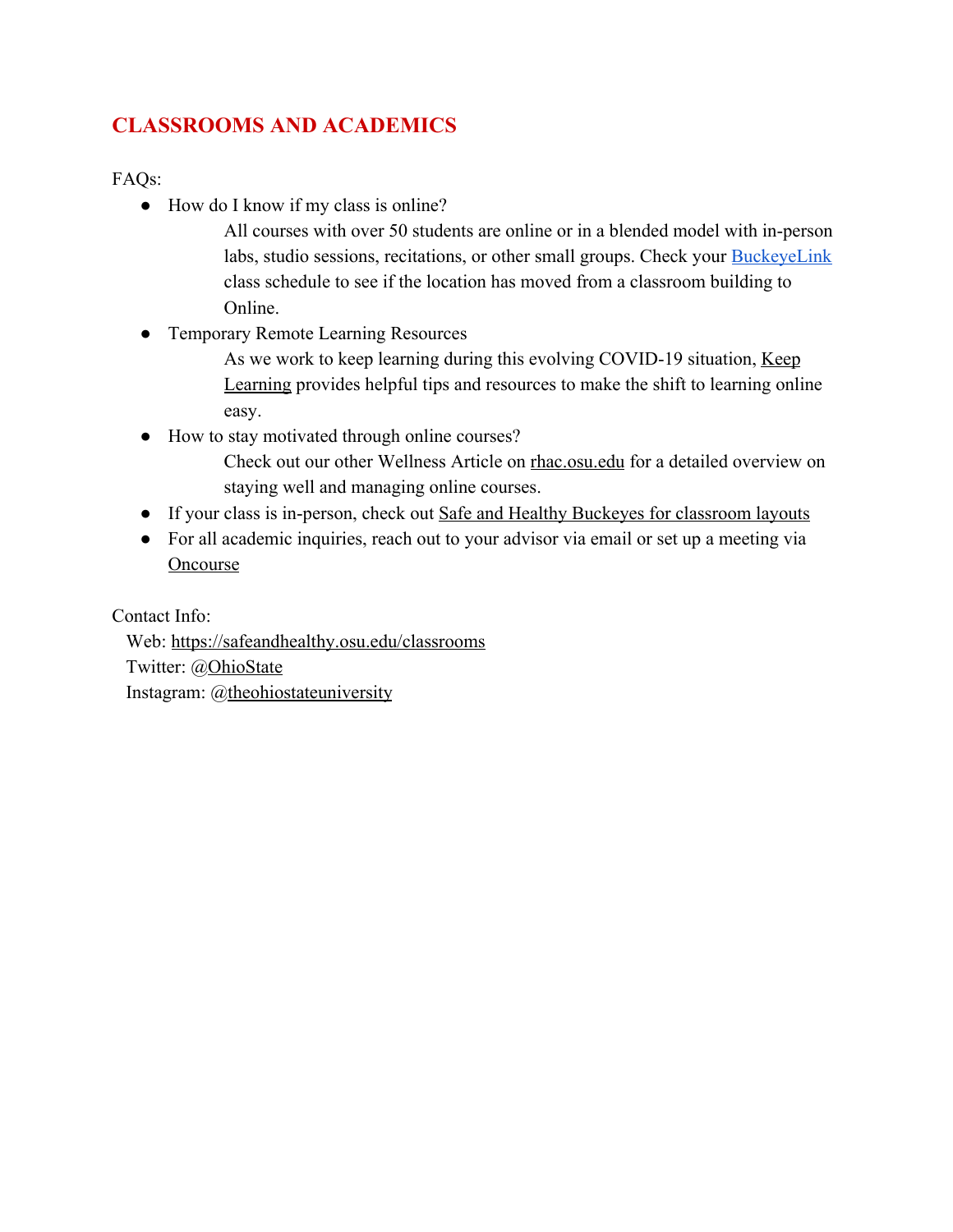## CLASSROOMS AND ACADEMICS

FAQs:

- How do I know if my class is online?

  All courses with over 50 students are online or in a blended model with in-person labs, studio sessions, recitations, or other small groups. Check your BuckeyeLink class schedule to see if the location has moved from a classroom building to Online.

- Temporary Remote Learning Resources

  As we work to keep learning during this evolving COVID-19 situation, Keep Learning provides helpful tips and resources to make the shift to learning online easy.

- How to stay motivated through online courses?

  Check out our other Wellness Article on rhac.osu.edu for a detailed overview on staying well and managing online courses.

- If your class is in-person, check out Safe and Healthy Buckeyes for classroom layouts
- For all academic inquiries, reach out to your advisor via email or set up a meeting via Oncourse

Contact Info:

Web: https://safeandhealthy.osu.edu/classrooms

Twitter: @OhioState

Instagram: @theohiostateuniversity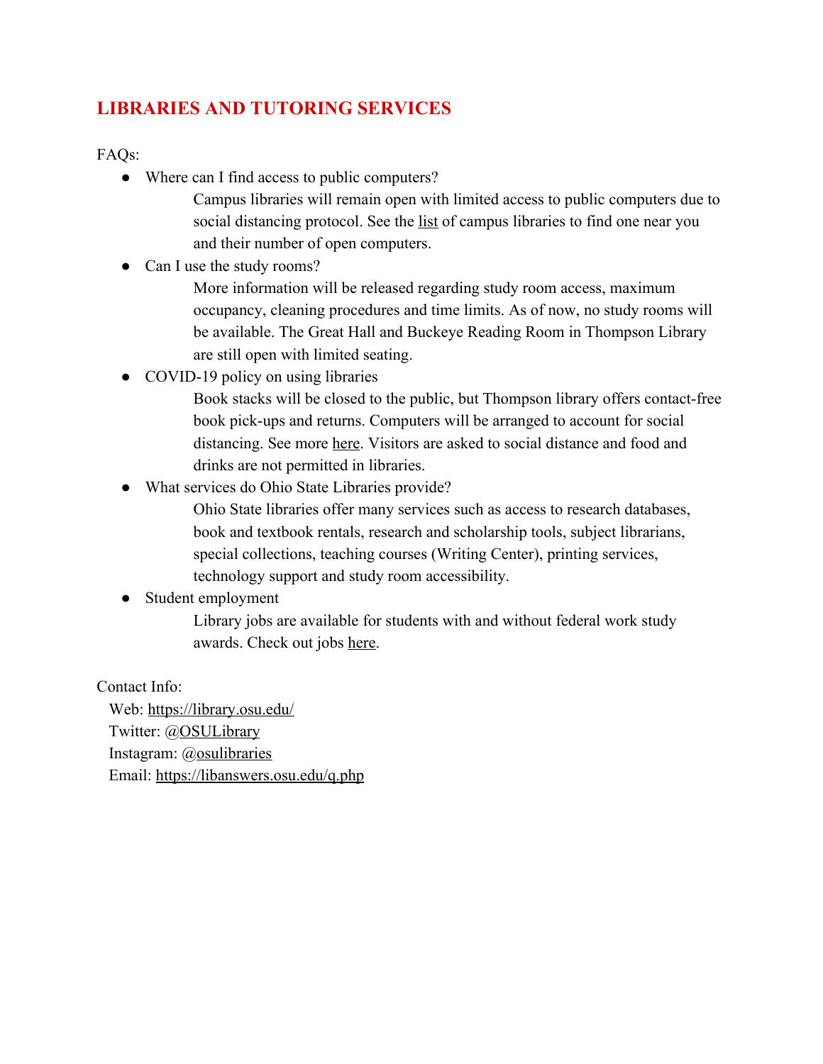## LIBRARIES AND TUTORING SERVICES

FAQs:

- Where can I find access to public computers?

  Campus libraries will remain open with limited access to public computers due to social distancing protocol. See the list of campus libraries to find one near you and their number of open computers.

- Can I use the study rooms?

  More information will be released regarding study room access, maximum occupancy, cleaning procedures and time limits. As of now, no study rooms will be available. The Great Hall and Buckeye Reading Room in Thompson Library are still open with limited seating.

- COVID-19 policy on using libraries

  Book stacks will be closed to the public, but Thompson library offers contact-free book pick-ups and returns. Computers will be arranged to account for social distancing. See more here. Visitors are asked to social distance and food and drinks are not permitted in libraries.

- What services do Ohio State Libraries provide?

  Ohio State libraries offer many services such as access to research databases, book and textbook rentals, research and scholarship tools, subject librarians, special collections, teaching courses (Writing Center), printing services, technology support and study room accessibility.

- Student employment

  Library jobs are available for students with and without federal work study awards. Check out jobs here.

Contact Info:

Web: https://library.osu.edu/
Twitter: @OSULibrary
Instagram: @osulibraries
Email: https://libanswers.osu.edu/q.php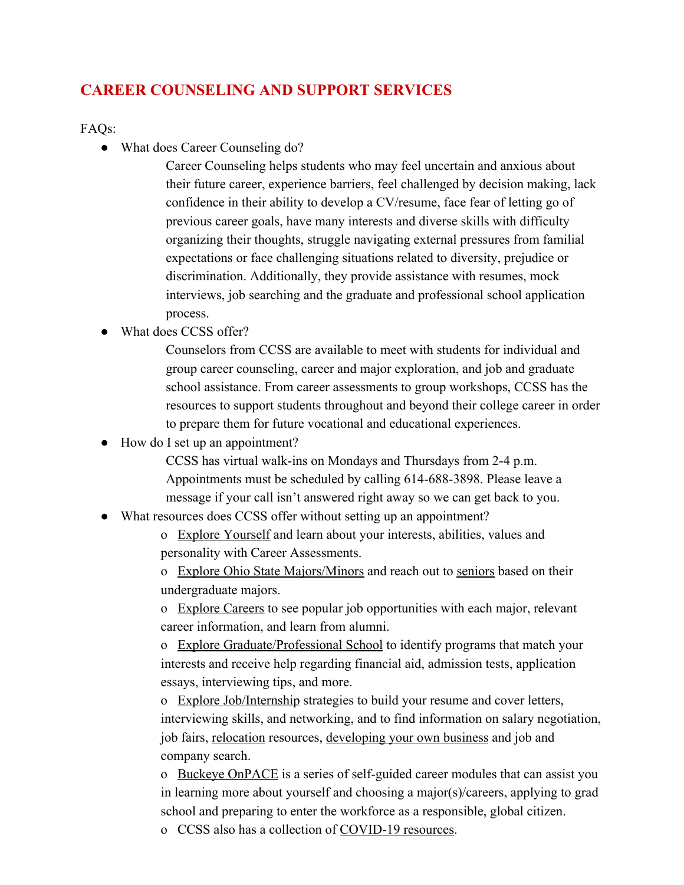## CAREER COUNSELING AND SUPPORT SERVICES

FAQs:

- What does Career Counseling do?

  Career Counseling helps students who may feel uncertain and anxious about their future career, experience barriers, feel challenged by decision making, lack confidence in their ability to develop a CV/resume, face fear of letting go of previous career goals, have many interests and diverse skills with difficulty organizing their thoughts, struggle navigating external pressures from familial expectations or face challenging situations related to diversity, prejudice or discrimination. Additionally, they provide assistance with resumes, mock interviews, job searching and the graduate and professional school application process.

- What does CCSS offer?

  Counselors from CCSS are available to meet with students for individual and group career counseling, career and major exploration, and job and graduate school assistance. From career assessments to group workshops, CCSS has the resources to support students throughout and beyond their college career in order to prepare them for future vocational and educational experiences.

- How do I set up an appointment?

  CCSS has virtual walk-ins on Mondays and Thursdays from 2-4 p.m. Appointments must be scheduled by calling 614-688-3898. Please leave a message if your call isn't answered right away so we can get back to you.

- What resources does CCSS offer without setting up an appointment?
  - Explore Yourself and learn about your interests, abilities, values and personality with Career Assessments.
  - Explore Ohio State Majors/Minors and reach out to seniors based on their undergraduate majors.
  - Explore Careers to see popular job opportunities with each major, relevant career information, and learn from alumni.
  - Explore Graduate/Professional School to identify programs that match your interests and receive help regarding financial aid, admission tests, application essays, interviewing tips, and more.
  - Explore Job/Internship strategies to build your resume and cover letters, interviewing skills, and networking, and to find information on salary negotiation, job fairs, relocation resources, developing your own business and job and company search.
  - Buckeye OnPACE is a series of self-guided career modules that can assist you in learning more about yourself and choosing a major(s)/careers, applying to grad school and preparing to enter the workforce as a responsible, global citizen.
  - CCSS also has a collection of COVID-19 resources.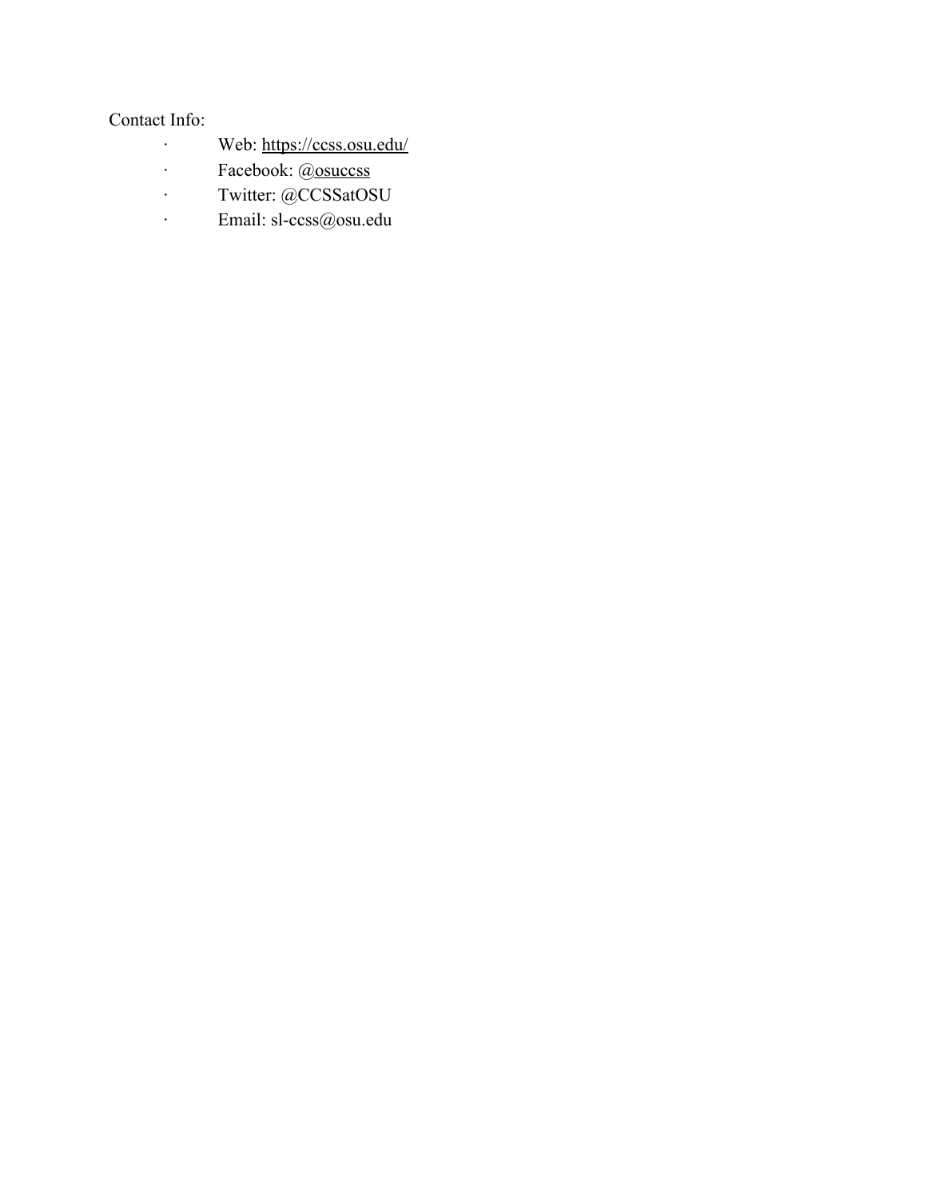Contact Info:

- Web: https://ccss.osu.edu/
- Facebook: @osuccss
- Twitter: @CCSSatOSU
- Email: sl-ccss@osu.edu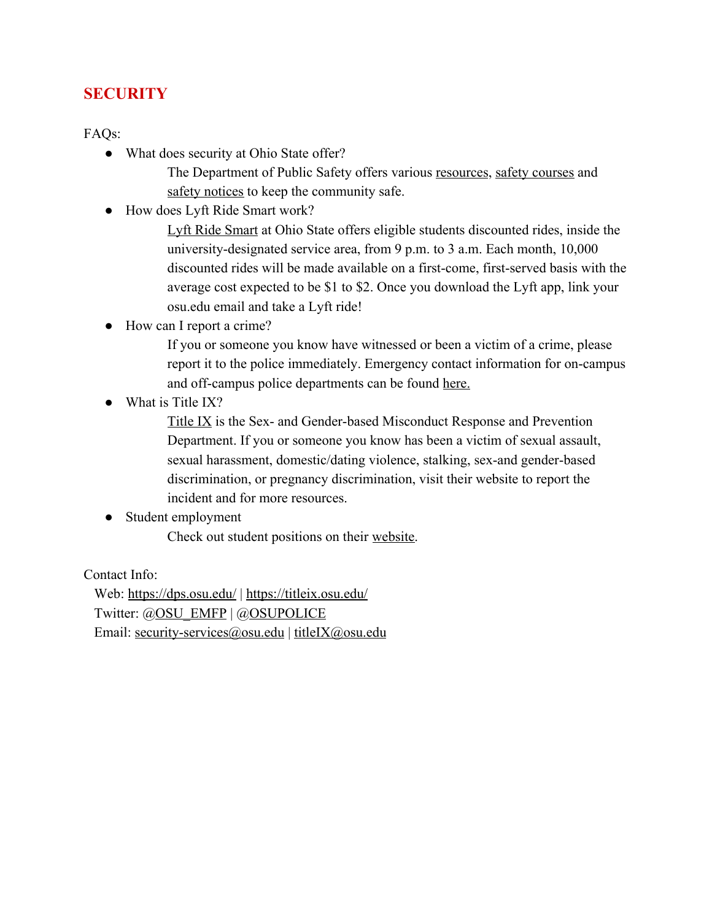## SECURITY

FAQs:

- What does security at Ohio State offer?

  The Department of Public Safety offers various resources, safety courses and safety notices to keep the community safe.

- How does Lyft Ride Smart work?

  Lyft Ride Smart at Ohio State offers eligible students discounted rides, inside the university-designated service area, from 9 p.m. to 3 a.m. Each month, 10,000 discounted rides will be made available on a first-come, first-served basis with the average cost expected to be $1 to $2. Once you download the Lyft app, link your osu.edu email and take a Lyft ride!

- How can I report a crime?

  If you or someone you know have witnessed or been a victim of a crime, please report it to the police immediately. Emergency contact information for on-campus and off-campus police departments can be found here.

- What is Title IX?

  Title IX is the Sex- and Gender-based Misconduct Response and Prevention Department. If you or someone you know has been a victim of sexual assault, sexual harassment, domestic/dating violence, stalking, sex-and gender-based discrimination, or pregnancy discrimination, visit their website to report the incident and for more resources.

- Student employment

  Check out student positions on their website.

Contact Info:

Web: https://dps.osu.edu/ | https://titleix.osu.edu/
Twitter: @OSU_EMFP | @OSUPOLICE
Email: security-services@osu.edu | titleIX@osu.edu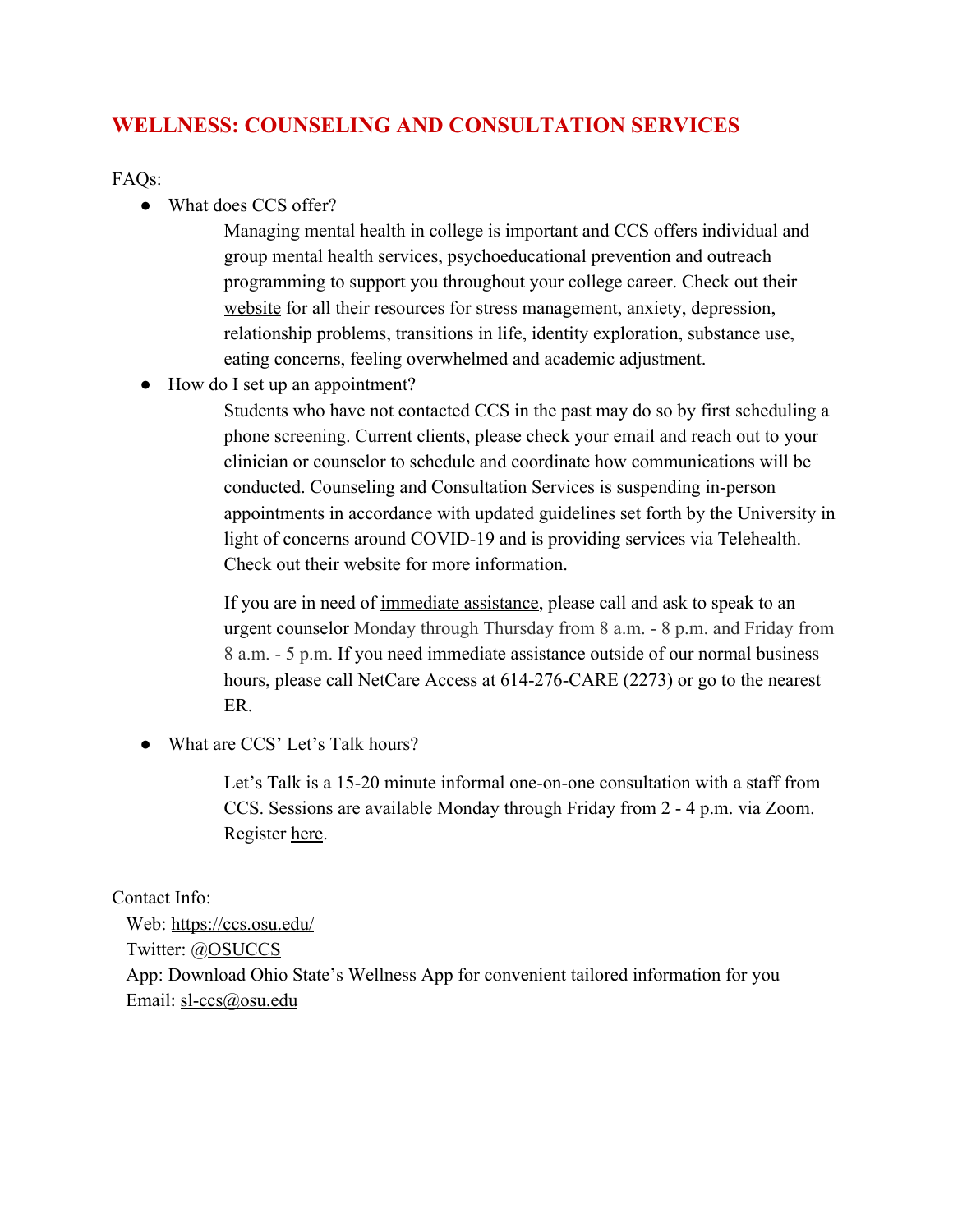# WELLNESS: COUNSELING AND CONSULTATION SERVICES

FAQs:

- What does CCS offer?

  Managing mental health in college is important and CCS offers individual and group mental health services, psychoeducational prevention and outreach programming to support you throughout your college career. Check out their website for all their resources for stress management, anxiety, depression, relationship problems, transitions in life, identity exploration, substance use, eating concerns, feeling overwhelmed and academic adjustment.

- How do I set up an appointment?

  Students who have not contacted CCS in the past may do so by first scheduling a phone screening. Current clients, please check your email and reach out to your clinician or counselor to schedule and coordinate how communications will be conducted. Counseling and Consultation Services is suspending in-person appointments in accordance with updated guidelines set forth by the University in light of concerns around COVID-19 and is providing services via Telehealth. Check out their website for more information.

  If you are in need of immediate assistance, please call and ask to speak to an urgent counselor Monday through Thursday from 8 a.m. - 8 p.m. and Friday from 8 a.m. - 5 p.m. If you need immediate assistance outside of our normal business hours, please call NetCare Access at 614-276-CARE (2273) or go to the nearest ER.

- What are CCS' Let's Talk hours?

  Let's Talk is a 15-20 minute informal one-on-one consultation with a staff from CCS. Sessions are available Monday through Friday from 2 - 4 p.m. via Zoom. Register here.

Contact Info:

Web: https://ccs.osu.edu/
Twitter: @OSUCCS
App: Download Ohio State's Wellness App for convenient tailored information for you
Email: sl-ccs@osu.edu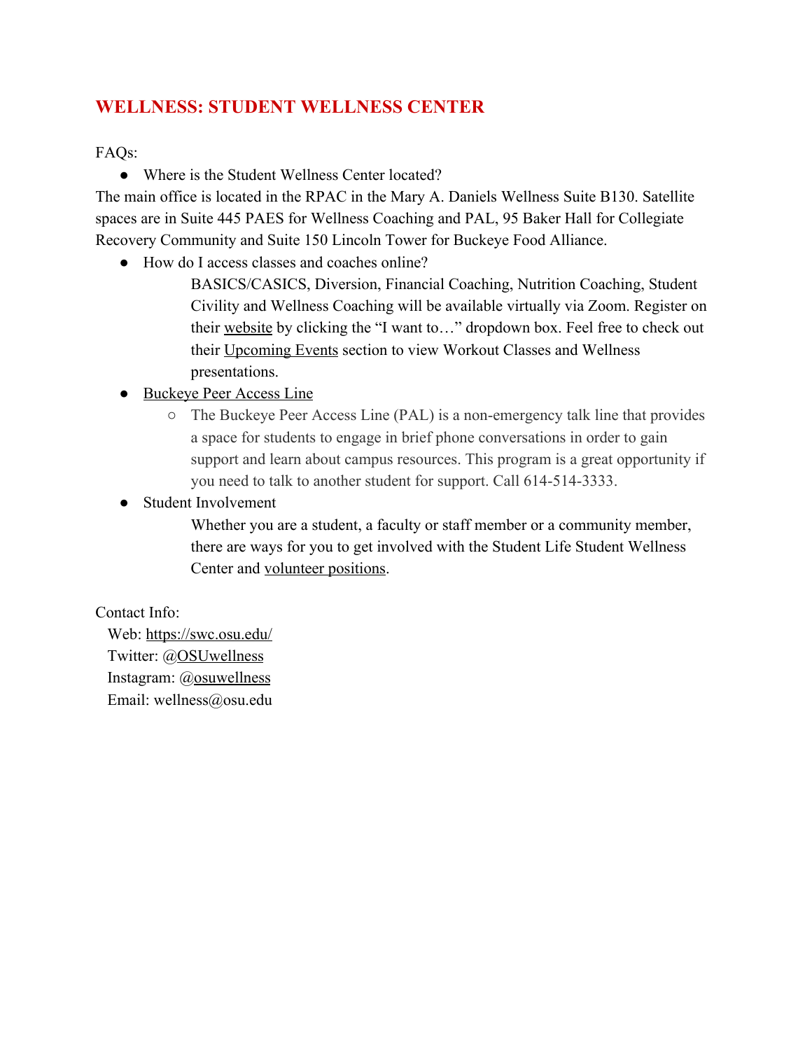## WELLNESS: STUDENT WELLNESS CENTER

FAQs:

- Where is the Student Wellness Center located?

The main office is located in the RPAC in the Mary A. Daniels Wellness Suite B130. Satellite spaces are in Suite 445 PAES for Wellness Coaching and PAL, 95 Baker Hall for Collegiate Recovery Community and Suite 150 Lincoln Tower for Buckeye Food Alliance.

- How do I access classes and coaches online?

  BASICS/CASICS, Diversion, Financial Coaching, Nutrition Coaching, Student Civility and Wellness Coaching will be available virtually via Zoom. Register on their website by clicking the "I want to…" dropdown box. Feel free to check out their Upcoming Events section to view Workout Classes and Wellness presentations.

- Buckeye Peer Access Line
  - The Buckeye Peer Access Line (PAL) is a non-emergency talk line that provides a space for students to engage in brief phone conversations in order to gain support and learn about campus resources. This program is a great opportunity if you need to talk to another student for support. Call 614-514-3333.
- Student Involvement

  Whether you are a student, a faculty or staff member or a community member, there are ways for you to get involved with the Student Life Student Wellness Center and volunteer positions.

Contact Info:
Web: https://swc.osu.edu/
Twitter: @OSUwellness
Instagram: @osuwellness
Email: wellness@osu.edu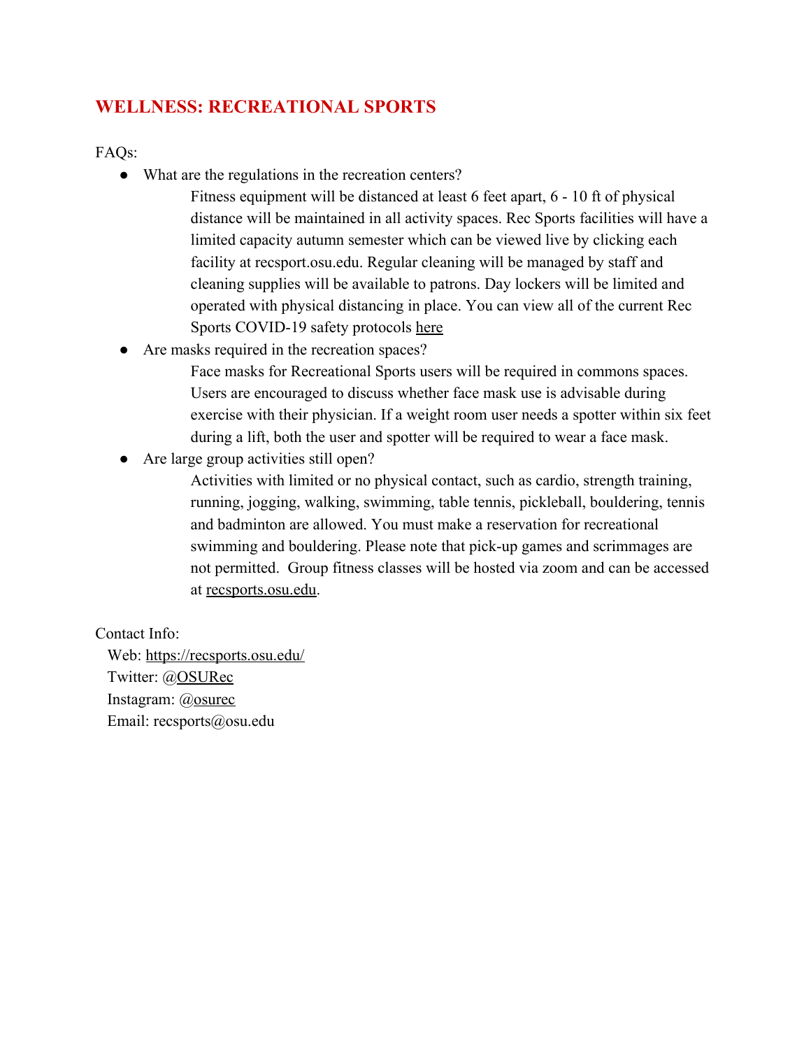## WELLNESS: RECREATIONAL SPORTS

FAQs:

- What are the regulations in the recreation centers?

  Fitness equipment will be distanced at least 6 feet apart, 6 - 10 ft of physical distance will be maintained in all activity spaces. Rec Sports facilities will have a limited capacity autumn semester which can be viewed live by clicking each facility at recsport.osu.edu. Regular cleaning will be managed by staff and cleaning supplies will be available to patrons. Day lockers will be limited and operated with physical distancing in place. You can view all of the current Rec Sports COVID-19 safety protocols here

- Are masks required in the recreation spaces?

  Face masks for Recreational Sports users will be required in commons spaces. Users are encouraged to discuss whether face mask use is advisable during exercise with their physician. If a weight room user needs a spotter within six feet during a lift, both the user and spotter will be required to wear a face mask.

- Are large group activities still open?

  Activities with limited or no physical contact, such as cardio, strength training, running, jogging, walking, swimming, table tennis, pickleball, bouldering, tennis and badminton are allowed. You must make a reservation for recreational swimming and bouldering. Please note that pick-up games and scrimmages are not permitted. Group fitness classes will be hosted via zoom and can be accessed at recsports.osu.edu.

Contact Info:

Web: https://recsports.osu.edu/
Twitter: @OSURec
Instagram: @osurec
Email: recsports@osu.edu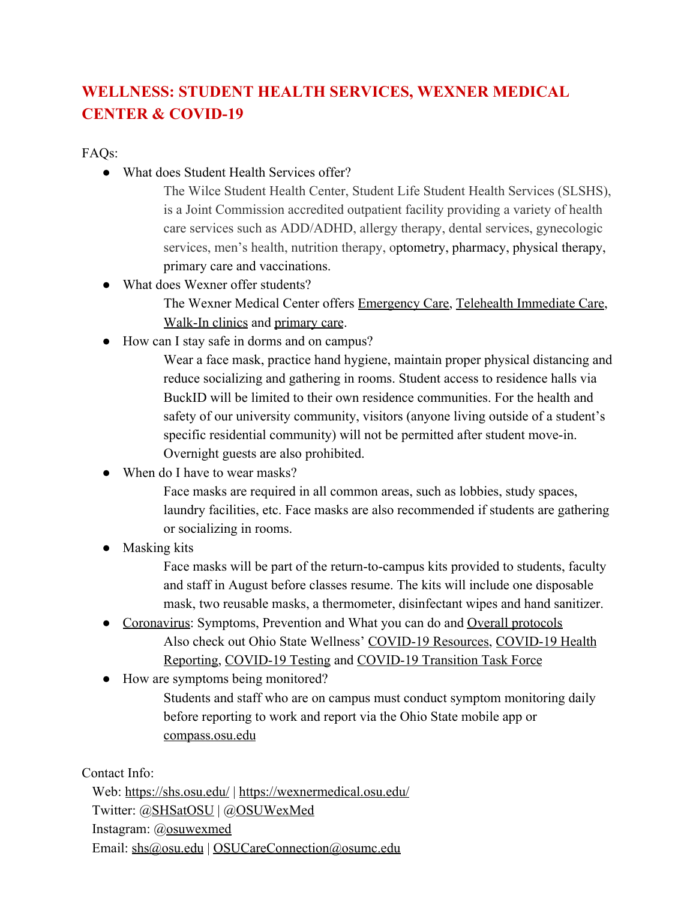## WELLNESS: STUDENT HEALTH SERVICES, WEXNER MEDICAL CENTER & COVID-19

FAQs:

- What does Student Health Services offer?

  The Wilce Student Health Center, Student Life Student Health Services (SLSHS), is a Joint Commission accredited outpatient facility providing a variety of health care services such as ADD/ADHD, allergy therapy, dental services, gynecologic services, men's health, nutrition therapy, optometry, pharmacy, physical therapy, primary care and vaccinations.

- What does Wexner offer students?

  The Wexner Medical Center offers Emergency Care, Telehealth Immediate Care, Walk-In clinics and primary care.

- How can I stay safe in dorms and on campus?

  Wear a face mask, practice hand hygiene, maintain proper physical distancing and reduce socializing and gathering in rooms. Student access to residence halls via BuckID will be limited to their own residence communities. For the health and safety of our university community, visitors (anyone living outside of a student's specific residential community) will not be permitted after student move-in. Overnight guests are also prohibited.

- When do I have to wear masks?

  Face masks are required in all common areas, such as lobbies, study spaces, laundry facilities, etc. Face masks are also recommended if students are gathering or socializing in rooms.

- Masking kits

  Face masks will be part of the return-to-campus kits provided to students, faculty and staff in August before classes resume. The kits will include one disposable mask, two reusable masks, a thermometer, disinfectant wipes and hand sanitizer.

- Coronavirus: Symptoms, Prevention and What you can do and Overall protocols

  Also check out Ohio State Wellness' COVID-19 Resources, COVID-19 Health Reporting, COVID-19 Testing and COVID-19 Transition Task Force

- How are symptoms being monitored?

  Students and staff who are on campus must conduct symptom monitoring daily before reporting to work and report via the Ohio State mobile app or compass.osu.edu

Contact Info:

Web: https://shs.osu.edu/ | https://wexnermedical.osu.edu/
Twitter: @SHSatOSU | @OSUWexMed
Instagram: @osuwexmed
Email: shs@osu.edu | OSUCareConnection@osumc.edu